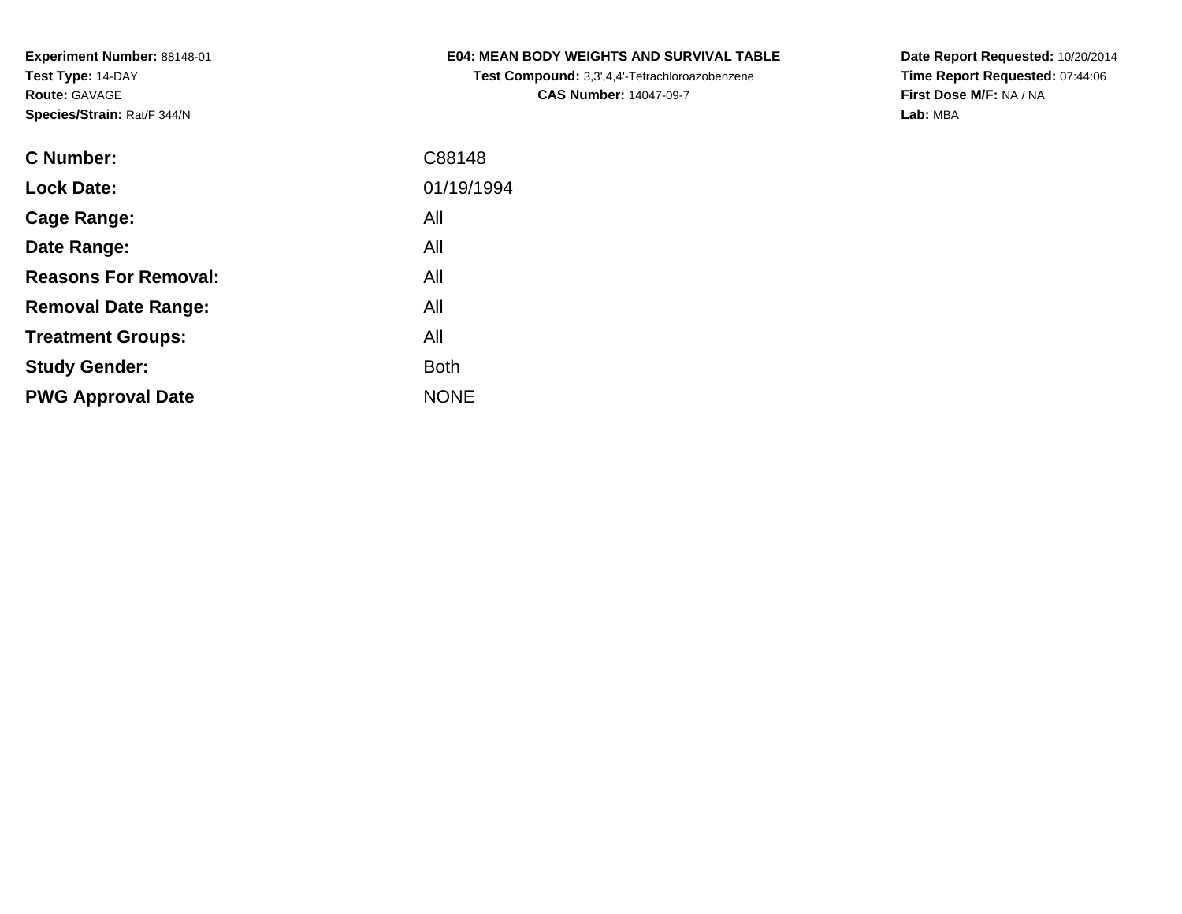**Experiment Number:** 88148-01
**Test Type:** 14-DAY
**Route:** GAVAGE
**Species/Strain:** Rat/F 344/N

**E04: MEAN BODY WEIGHTS AND SURVIVAL TABLE**
**Test Compound:** 3,3',4,4'-Tetrachloroazobenzene
**CAS Number:** 14047-09-7

**Date Report Requested:** 10/20/2014
**Time Report Requested:** 07:44:06
**First Dose M/F:** NA / NA
**Lab:** MBA

| | |
|---|---|
| **C Number:** | C88148 |
| **Lock Date:** | 01/19/1994 |
| **Cage Range:** | All |
| **Date Range:** | All |
| **Reasons For Removal:** | All |
| **Removal Date Range:** | All |
| **Treatment Groups:** | All |
| **Study Gender:** | Both |
| **PWG Approval Date** | NONE |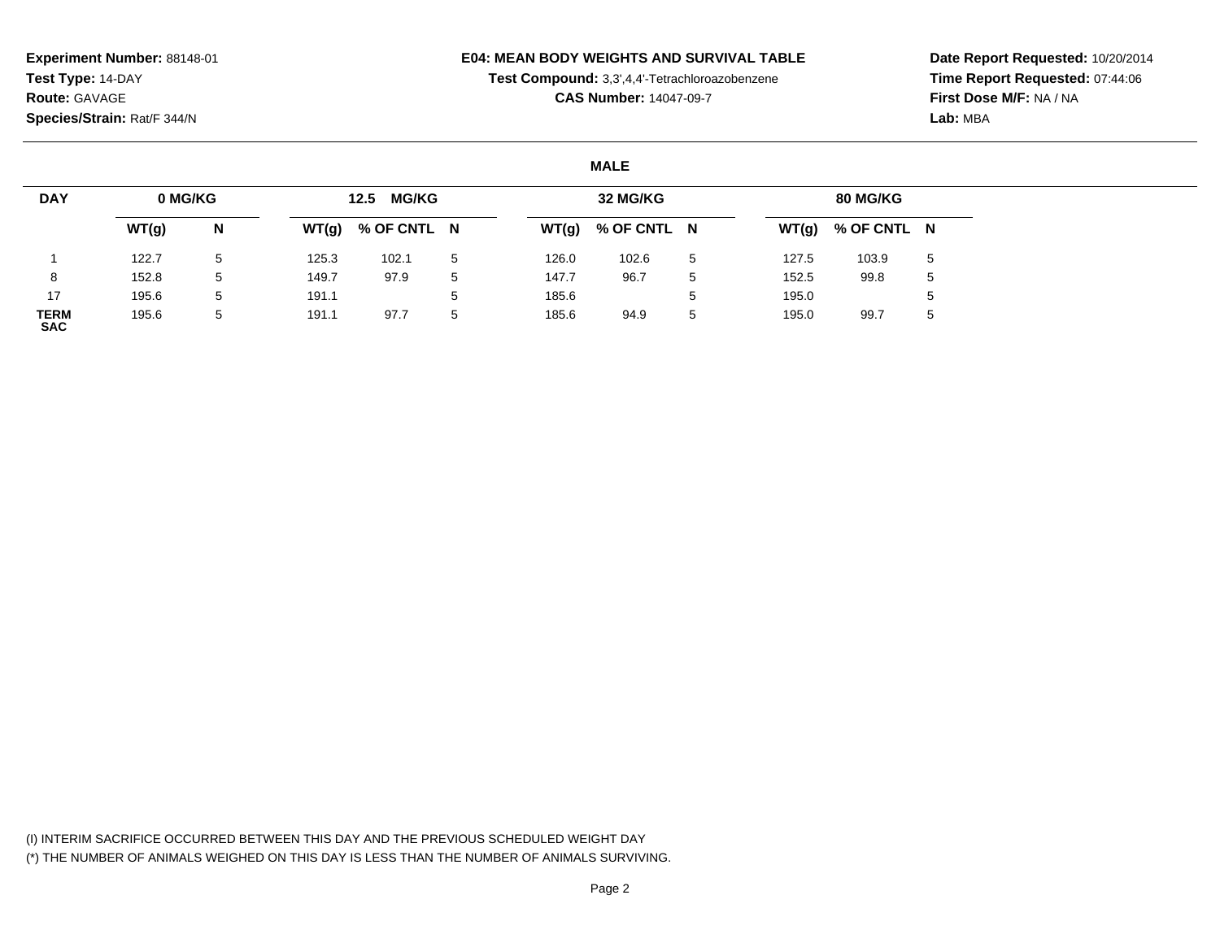**Experiment Number:** 88148-01
**Test Type:** 14-DAY
**Route:** GAVAGE
**Species/Strain:** Rat/F 344/N

**E04: MEAN BODY WEIGHTS AND SURVIVAL TABLE**
**Test Compound:** 3,3',4,4'-Tetrachloroazobenzene
**CAS Number:** 14047-09-7

**Date Report Requested:** 10/20/2014
**Time Report Requested:** 07:44:06
**First Dose M/F:** NA / NA
**Lab:** MBA

**MALE**

| DAY | 0 MG/KG | | 12.5 MG/KG | | | 32 MG/KG | | | 80 MG/KG | | |
|---|---|---|---|---|---|---|---|---|---|---|---|
| | WT(g) | N | WT(g) | % OF CNTL | N | WT(g) | % OF CNTL | N | WT(g) | % OF CNTL | N |
| 1 | 122.7 | 5 | 125.3 | 102.1 | 5 | 126.0 | 102.6 | 5 | 127.5 | 103.9 | 5 |
| 8 | 152.8 | 5 | 149.7 | 97.9 | 5 | 147.7 | 96.7 | 5 | 152.5 | 99.8 | 5 |
| 17 | 195.6 | 5 | 191.1 | | 5 | 185.6 | | 5 | 195.0 | | 5 |
| **TERM SAC** | 195.6 | 5 | 191.1 | 97.7 | 5 | 185.6 | 94.9 | 5 | 195.0 | 99.7 | 5 |

(I) INTERIM SACRIFICE OCCURRED BETWEEN THIS DAY AND THE PREVIOUS SCHEDULED WEIGHT DAY
(*) THE NUMBER OF ANIMALS WEIGHED ON THIS DAY IS LESS THAN THE NUMBER OF ANIMALS SURVIVING.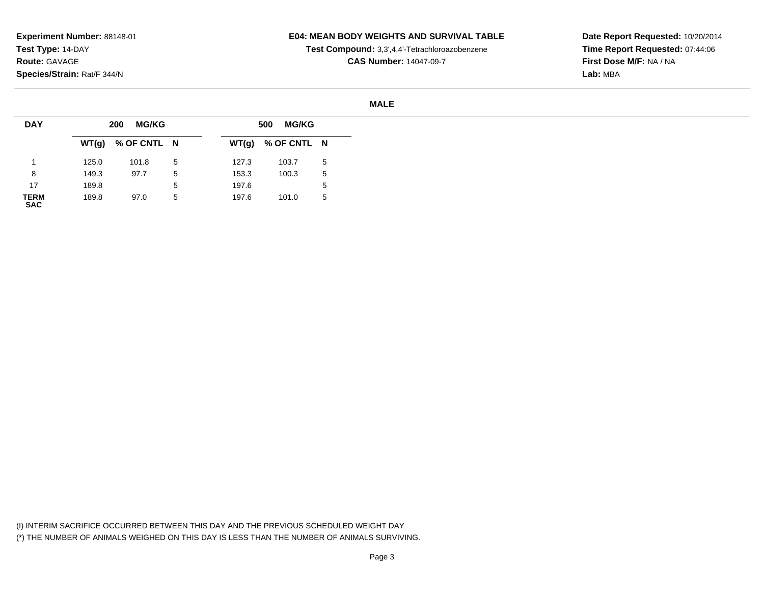**Experiment Number:** 88148-01
**Test Type:** 14-DAY
**Route:** GAVAGE
**Species/Strain:** Rat/F 344/N

**E04: MEAN BODY WEIGHTS AND SURVIVAL TABLE**
**Test Compound:** 3,3',4,4'-Tetrachloroazobenzene
**CAS Number:** 14047-09-7

**Date Report Requested:** 10/20/2014
**Time Report Requested:** 07:44:06
**First Dose M/F:** NA / NA
**Lab:** MBA

**MALE**

| DAY | 200 MG/KG | | | 500 MG/KG | | |
|---|---|---|---|---|---|---|
| | WT(g) | % OF CNTL | N | WT(g) | % OF CNTL | N |
| 1 | 125.0 | 101.8 | 5 | 127.3 | 103.7 | 5 |
| 8 | 149.3 | 97.7 | 5 | 153.3 | 100.3 | 5 |
| 17 | 189.8 | | 5 | 197.6 | | 5 |
| TERM SAC | 189.8 | 97.0 | 5 | 197.6 | 101.0 | 5 |

(I) INTERIM SACRIFICE OCCURRED BETWEEN THIS DAY AND THE PREVIOUS SCHEDULED WEIGHT DAY
(*) THE NUMBER OF ANIMALS WEIGHED ON THIS DAY IS LESS THAN THE NUMBER OF ANIMALS SURVIVING.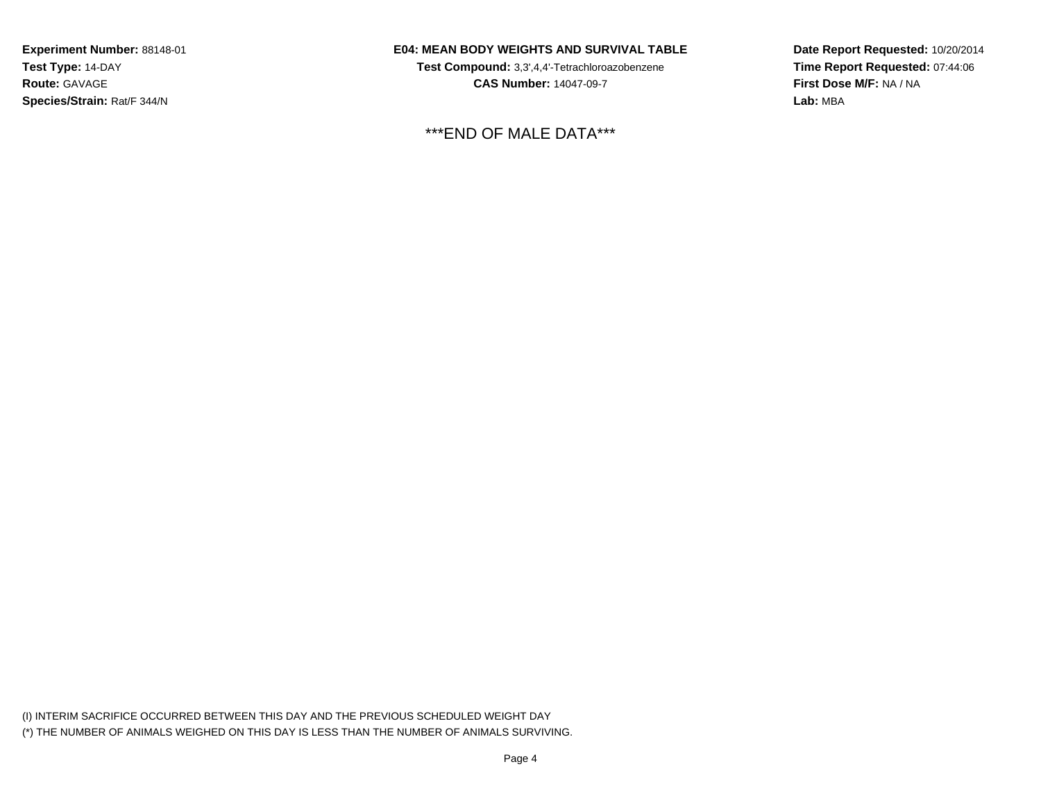**Experiment Number:** 88148-01
**Test Type:** 14-DAY
**Route:** GAVAGE
**Species/Strain:** Rat/F 344/N

**E04: MEAN BODY WEIGHTS AND SURVIVAL TABLE**
**Test Compound:** 3,3',4,4'-Tetrachloroazobenzene
**CAS Number:** 14047-09-7

**Date Report Requested:** 10/20/2014
**Time Report Requested:** 07:44:06
**First Dose M/F:** NA / NA
**Lab:** MBA

***END OF MALE DATA***

(I) INTERIM SACRIFICE OCCURRED BETWEEN THIS DAY AND THE PREVIOUS SCHEDULED WEIGHT DAY
(*) THE NUMBER OF ANIMALS WEIGHED ON THIS DAY IS LESS THAN THE NUMBER OF ANIMALS SURVIVING.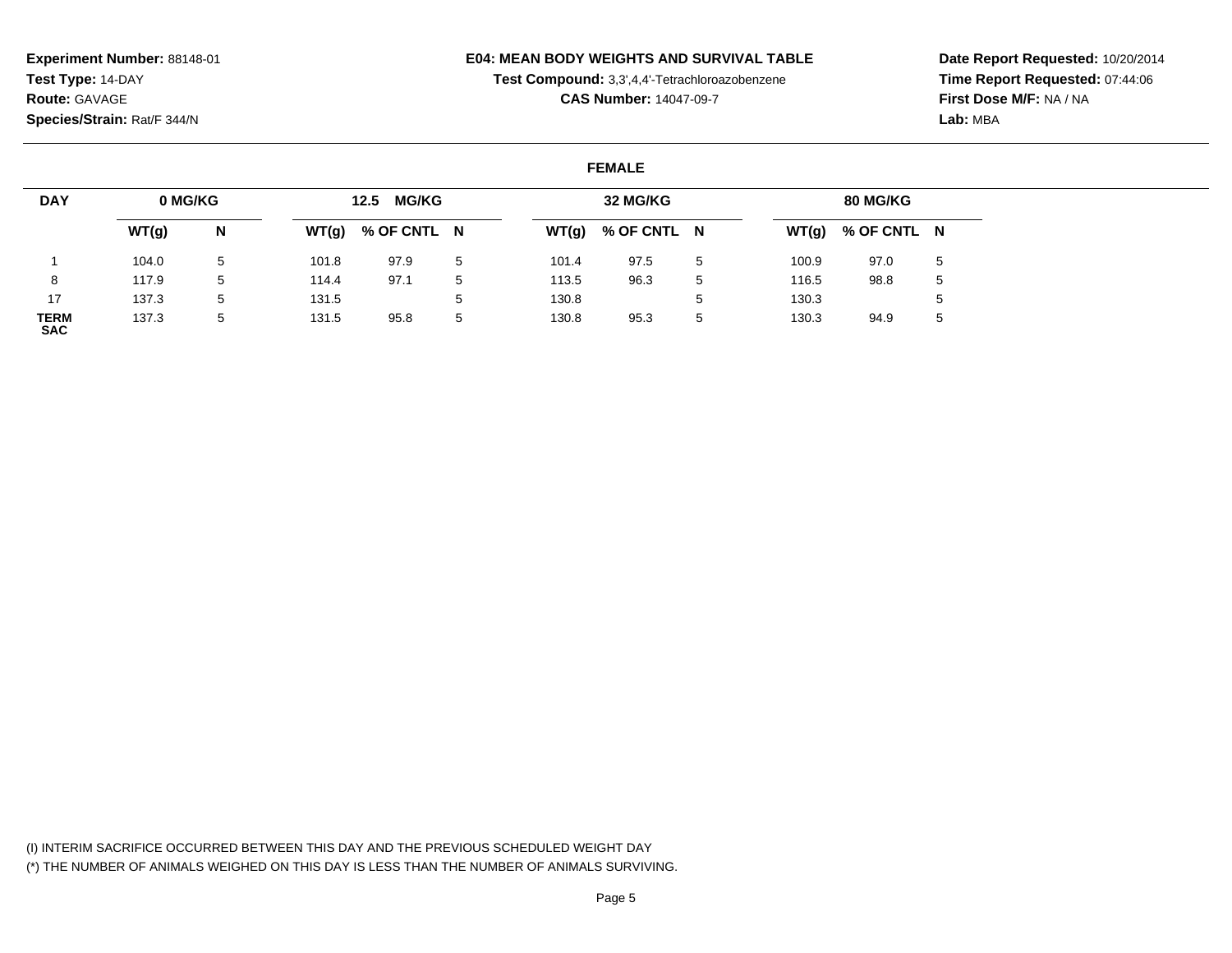**Experiment Number:** 88148-01
**Test Type:** 14-DAY
**Route:** GAVAGE
**Species/Strain:** Rat/F 344/N

**E04: MEAN BODY WEIGHTS AND SURVIVAL TABLE**
**Test Compound:** 3,3',4,4'-Tetrachloroazobenzene
**CAS Number:** 14047-09-7

**Date Report Requested:** 10/20/2014
**Time Report Requested:** 07:44:06
**First Dose M/F:** NA / NA
**Lab:** MBA

**FEMALE**

| DAY | 0 MG/KG | | 12.5 MG/KG | | | 32 MG/KG | | | 80 MG/KG | | |
|---|---|---|---|---|---|---|---|---|---|---|---|
| | WT(g) | N | WT(g) | % OF CNTL | N | WT(g) | % OF CNTL | N | WT(g) | % OF CNTL | N |
| 1 | 104.0 | 5 | 101.8 | 97.9 | 5 | 101.4 | 97.5 | 5 | 100.9 | 97.0 | 5 |
| 8 | 117.9 | 5 | 114.4 | 97.1 | 5 | 113.5 | 96.3 | 5 | 116.5 | 98.8 | 5 |
| 17 | 137.3 | 5 | 131.5 | | 5 | 130.8 | | 5 | 130.3 | | 5 |
| TERM SAC | 137.3 | 5 | 131.5 | 95.8 | 5 | 130.8 | 95.3 | 5 | 130.3 | 94.9 | 5 |

(I) INTERIM SACRIFICE OCCURRED BETWEEN THIS DAY AND THE PREVIOUS SCHEDULED WEIGHT DAY
(*) THE NUMBER OF ANIMALS WEIGHED ON THIS DAY IS LESS THAN THE NUMBER OF ANIMALS SURVIVING.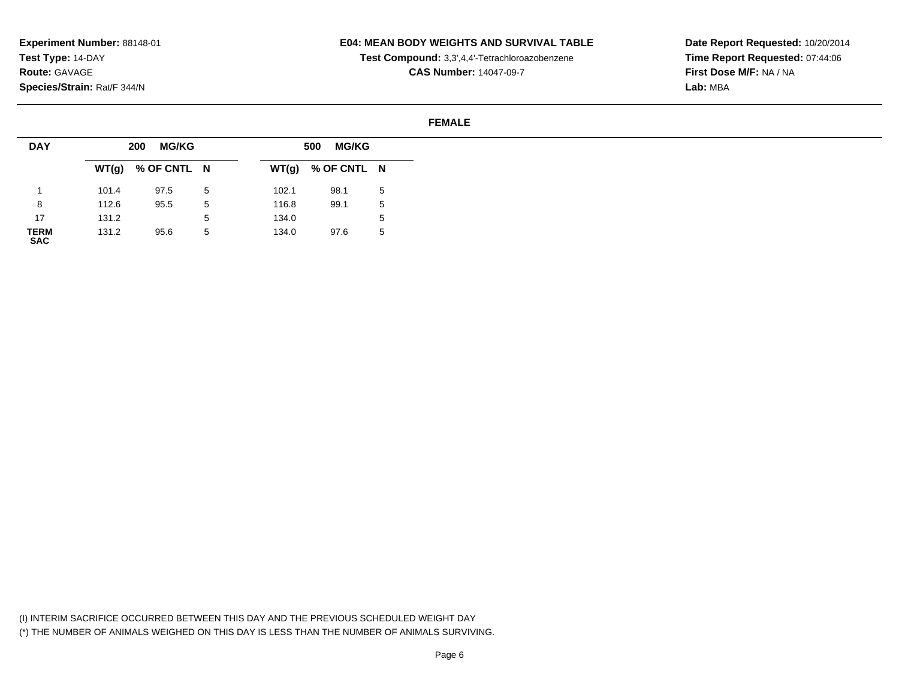**Experiment Number:** 88148-01
**Test Type:** 14-DAY
**Route:** GAVAGE
**Species/Strain:** Rat/F 344/N

**E04: MEAN BODY WEIGHTS AND SURVIVAL TABLE**
**Test Compound:** 3,3',4,4'-Tetrachloroazobenzene
**CAS Number:** 14047-09-7

**Date Report Requested:** 10/20/2014
**Time Report Requested:** 07:44:06
**First Dose M/F:** NA / NA
**Lab:** MBA

**FEMALE**

| DAY | 200 MG/KG | | | 500 MG/KG | | |
|---|---|---|---|---|---|---|
| | WT(g) | % OF CNTL | N | WT(g) | % OF CNTL | N |
| 1 | 101.4 | 97.5 | 5 | 102.1 | 98.1 | 5 |
| 8 | 112.6 | 95.5 | 5 | 116.8 | 99.1 | 5 |
| 17 | 131.2 | | 5 | 134.0 | | 5 |
| TERM SAC | 131.2 | 95.6 | 5 | 134.0 | 97.6 | 5 |

(I) INTERIM SACRIFICE OCCURRED BETWEEN THIS DAY AND THE PREVIOUS SCHEDULED WEIGHT DAY
(*) THE NUMBER OF ANIMALS WEIGHED ON THIS DAY IS LESS THAN THE NUMBER OF ANIMALS SURVIVING.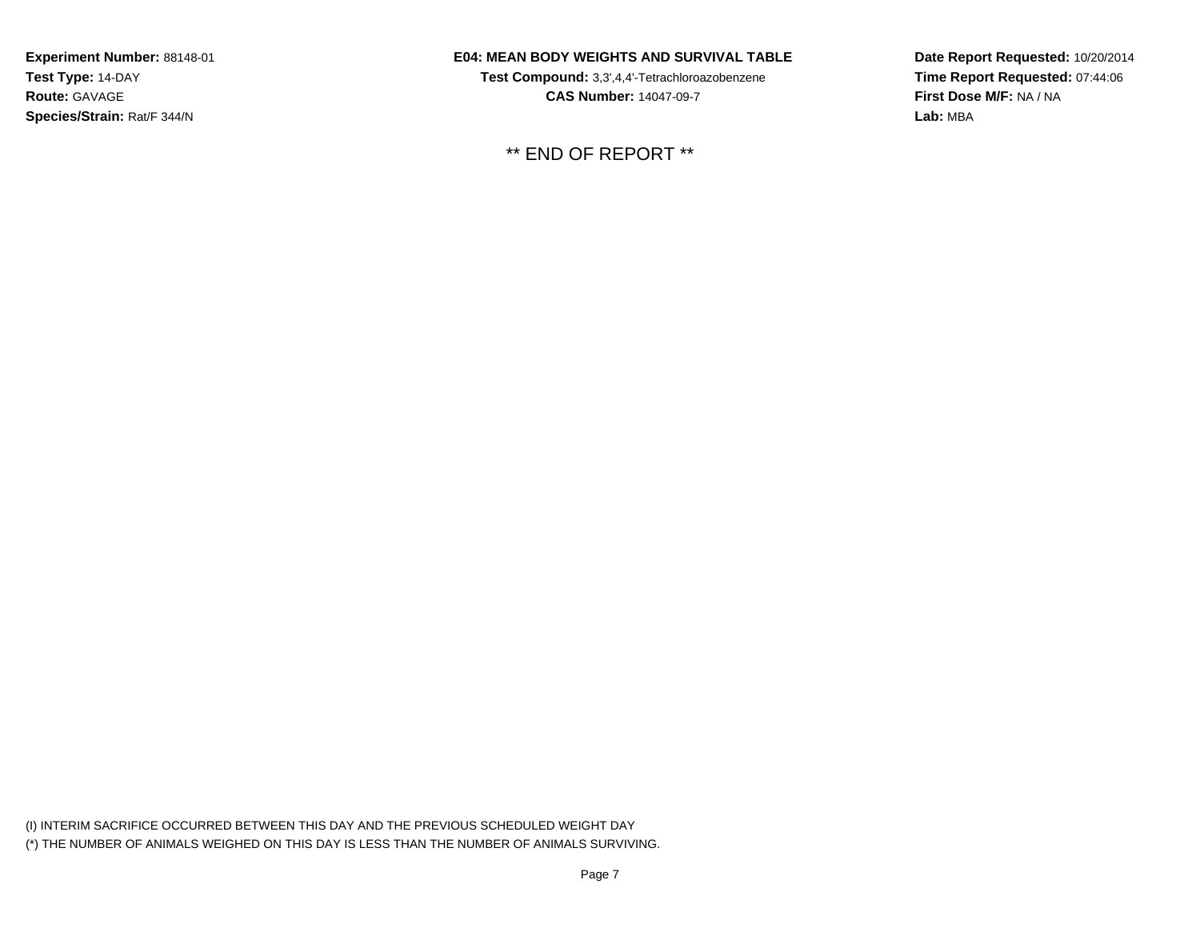**Experiment Number:** 88148-01
**Test Type:** 14-DAY
**Route:** GAVAGE
**Species/Strain:** Rat/F 344/N

**E04: MEAN BODY WEIGHTS AND SURVIVAL TABLE**
**Test Compound:** 3,3',4,4'-Tetrachloroazobenzene
**CAS Number:** 14047-09-7

**Date Report Requested:** 10/20/2014
**Time Report Requested:** 07:44:06
**First Dose M/F:** NA / NA
**Lab:** MBA

** END OF REPORT **

(I) INTERIM SACRIFICE OCCURRED BETWEEN THIS DAY AND THE PREVIOUS SCHEDULED WEIGHT DAY
(*) THE NUMBER OF ANIMALS WEIGHED ON THIS DAY IS LESS THAN THE NUMBER OF ANIMALS SURVIVING.